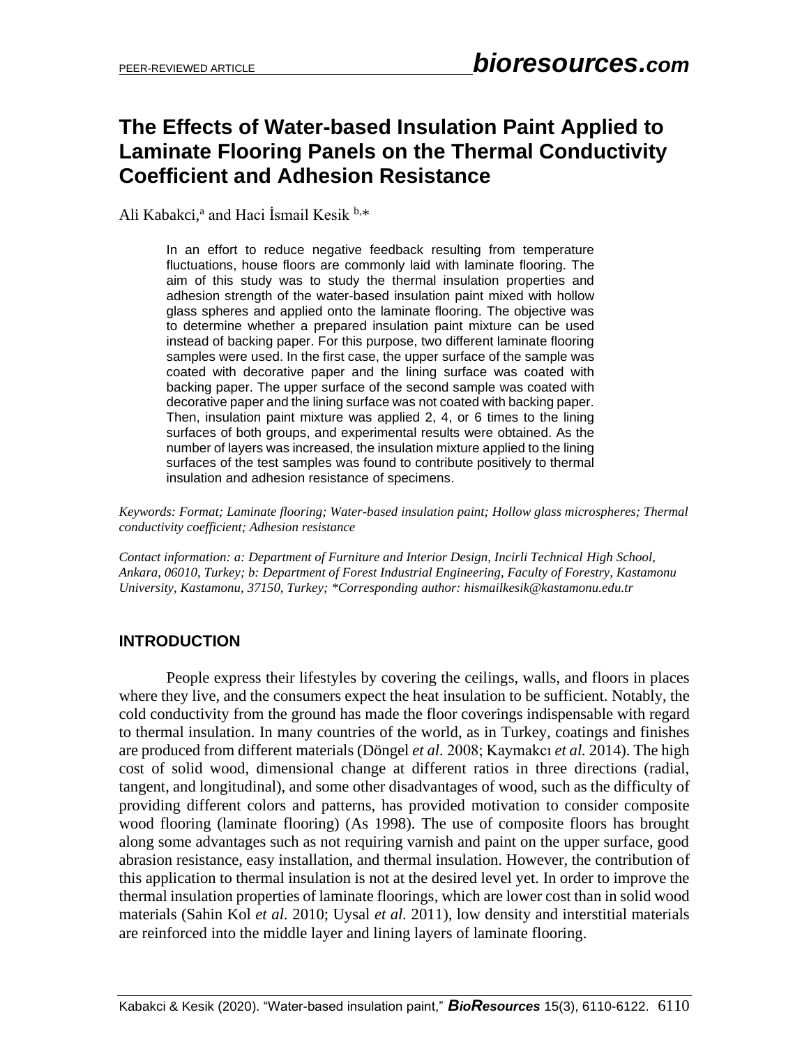# The Effects of Water-based Insulation Paint Applied to Laminate Flooring Panels on the Thermal Conductivity Coefficient and Adhesion Resistance

Ali Kabakci,[a] and Haci İsmail Kesik [b,*]

In an effort to reduce negative feedback resulting from temperature fluctuations, house floors are commonly laid with laminate flooring. The aim of this study was to study the thermal insulation properties and adhesion strength of the water-based insulation paint mixed with hollow glass spheres and applied onto the laminate flooring. The objective was to determine whether a prepared insulation paint mixture can be used instead of backing paper. For this purpose, two different laminate flooring samples were used. In the first case, the upper surface of the sample was coated with decorative paper and the lining surface was coated with backing paper. The upper surface of the second sample was coated with decorative paper and the lining surface was not coated with backing paper. Then, insulation paint mixture was applied 2, 4, or 6 times to the lining surfaces of both groups, and experimental results were obtained. As the number of layers was increased, the insulation mixture applied to the lining surfaces of the test samples was found to contribute positively to thermal insulation and adhesion resistance of specimens.

*Keywords: Format; Laminate flooring; Water-based insulation paint; Hollow glass microspheres; Thermal conductivity coefficient; Adhesion resistance*

*Contact information: a: Department of Furniture and Interior Design, Incirli Technical High School, Ankara, 06010, Turkey; b: Department of Forest Industrial Engineering, Faculty of Forestry, Kastamonu University, Kastamonu, 37150, Turkey; *Corresponding author: hismailkesik@kastamonu.edu.tr*

## INTRODUCTION

People express their lifestyles by covering the ceilings, walls, and floors in places where they live, and the consumers expect the heat insulation to be sufficient. Notably, the cold conductivity from the ground has made the floor coverings indispensable with regard to thermal insulation. In many countries of the world, as in Turkey, coatings and finishes are produced from different materials (Döngel *et al*. 2008; Kaymakcı *et al.* 2014). The high cost of solid wood, dimensional change at different ratios in three directions (radial, tangent, and longitudinal), and some other disadvantages of wood, such as the difficulty of providing different colors and patterns, has provided motivation to consider composite wood flooring (laminate flooring) (As 1998). The use of composite floors has brought along some advantages such as not requiring varnish and paint on the upper surface, good abrasion resistance, easy installation, and thermal insulation. However, the contribution of this application to thermal insulation is not at the desired level yet. In order to improve the thermal insulation properties of laminate floorings, which are lower cost than in solid wood materials (Sahin Kol *et al.* 2010; Uysal *et al.* 2011), low density and interstitial materials are reinforced into the middle layer and lining layers of laminate flooring.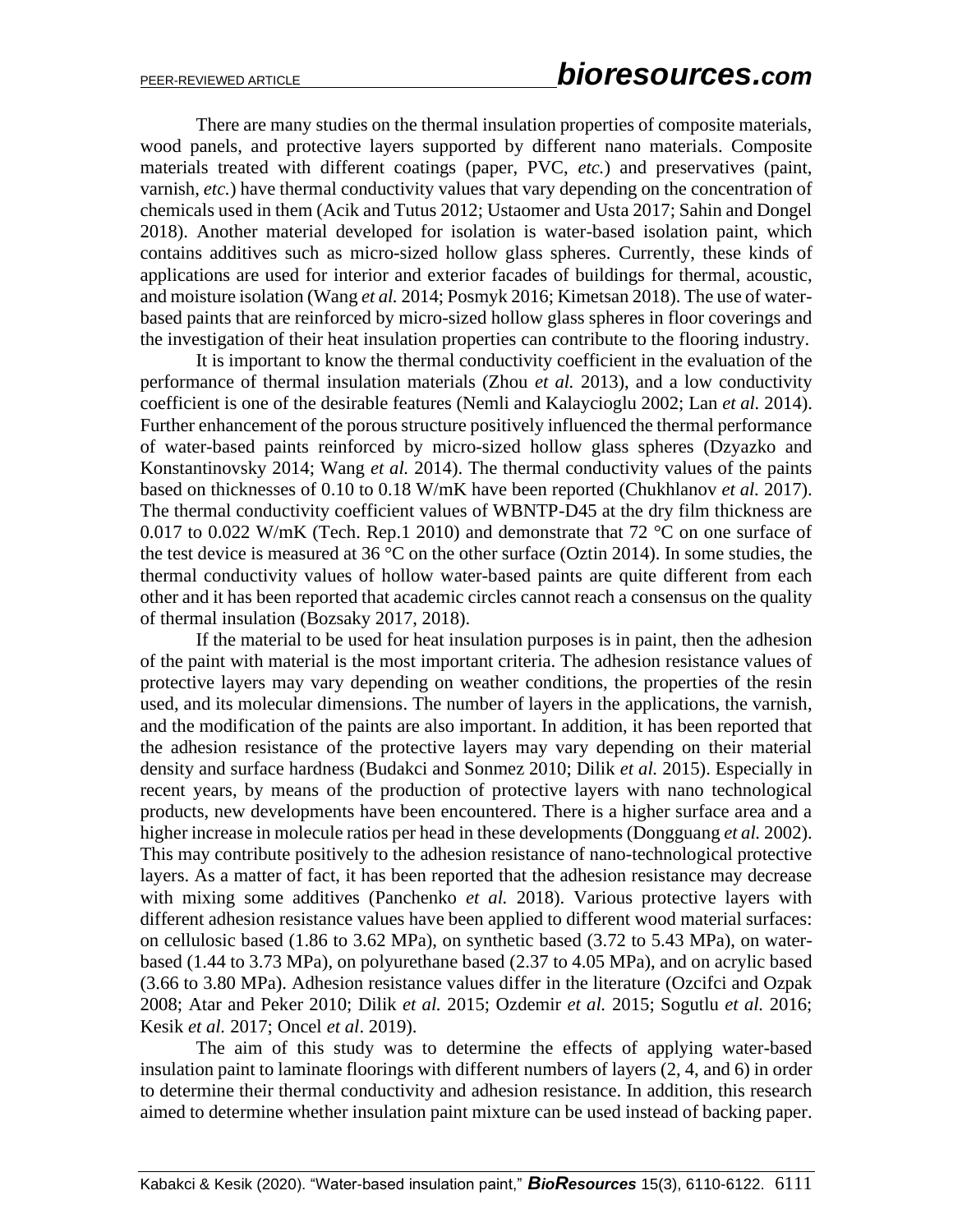There are many studies on the thermal insulation properties of composite materials, wood panels, and protective layers supported by different nano materials. Composite materials treated with different coatings (paper, PVC, *etc.*) and preservatives (paint, varnish, *etc.*) have thermal conductivity values that vary depending on the concentration of chemicals used in them (Acik and Tutus 2012; Ustaomer and Usta 2017; Sahin and Dongel 2018). Another material developed for isolation is water-based isolation paint, which contains additives such as micro-sized hollow glass spheres. Currently, these kinds of applications are used for interior and exterior facades of buildings for thermal, acoustic, and moisture isolation (Wang *et al.* 2014; Posmyk 2016; Kimetsan 2018). The use of water-based paints that are reinforced by micro-sized hollow glass spheres in floor coverings and the investigation of their heat insulation properties can contribute to the flooring industry.

It is important to know the thermal conductivity coefficient in the evaluation of the performance of thermal insulation materials (Zhou *et al.* 2013), and a low conductivity coefficient is one of the desirable features (Nemli and Kalaycioglu 2002; Lan *et al.* 2014). Further enhancement of the porous structure positively influenced the thermal performance of water-based paints reinforced by micro-sized hollow glass spheres (Dzyazko and Konstantinovsky 2014; Wang *et al.* 2014). The thermal conductivity values of the paints based on thicknesses of 0.10 to 0.18 W/mK have been reported (Chukhlanov *et al.* 2017). The thermal conductivity coefficient values of WBNTP-D45 at the dry film thickness are 0.017 to 0.022 W/mK (Tech. Rep.1 2010) and demonstrate that 72 °C on one surface of the test device is measured at 36 °C on the other surface (Oztin 2014). In some studies, the thermal conductivity values of hollow water-based paints are quite different from each other and it has been reported that academic circles cannot reach a consensus on the quality of thermal insulation (Bozsaky 2017, 2018).

If the material to be used for heat insulation purposes is in paint, then the adhesion of the paint with material is the most important criteria. The adhesion resistance values of protective layers may vary depending on weather conditions, the properties of the resin used, and its molecular dimensions. The number of layers in the applications, the varnish, and the modification of the paints are also important. In addition, it has been reported that the adhesion resistance of the protective layers may vary depending on their material density and surface hardness (Budakci and Sonmez 2010; Dilik *et al.* 2015). Especially in recent years, by means of the production of protective layers with nano technological products, new developments have been encountered. There is a higher surface area and a higher increase in molecule ratios per head in these developments (Dongguang *et al.* 2002). This may contribute positively to the adhesion resistance of nano-technological protective layers. As a matter of fact, it has been reported that the adhesion resistance may decrease with mixing some additives (Panchenko *et al.* 2018). Various protective layers with different adhesion resistance values have been applied to different wood material surfaces: on cellulosic based (1.86 to 3.62 MPa), on synthetic based (3.72 to 5.43 MPa), on water-based (1.44 to 3.73 MPa), on polyurethane based (2.37 to 4.05 MPa), and on acrylic based (3.66 to 3.80 MPa). Adhesion resistance values differ in the literature (Ozcifci and Ozpak 2008; Atar and Peker 2010; Dilik *et al.* 2015; Ozdemir *et al.* 2015; Sogutlu *et al.* 2016; Kesik *et al.* 2017; Oncel *et al*. 2019).

The aim of this study was to determine the effects of applying water-based insulation paint to laminate floorings with different numbers of layers (2, 4, and 6) in order to determine their thermal conductivity and adhesion resistance. In addition, this research aimed to determine whether insulation paint mixture can be used instead of backing paper.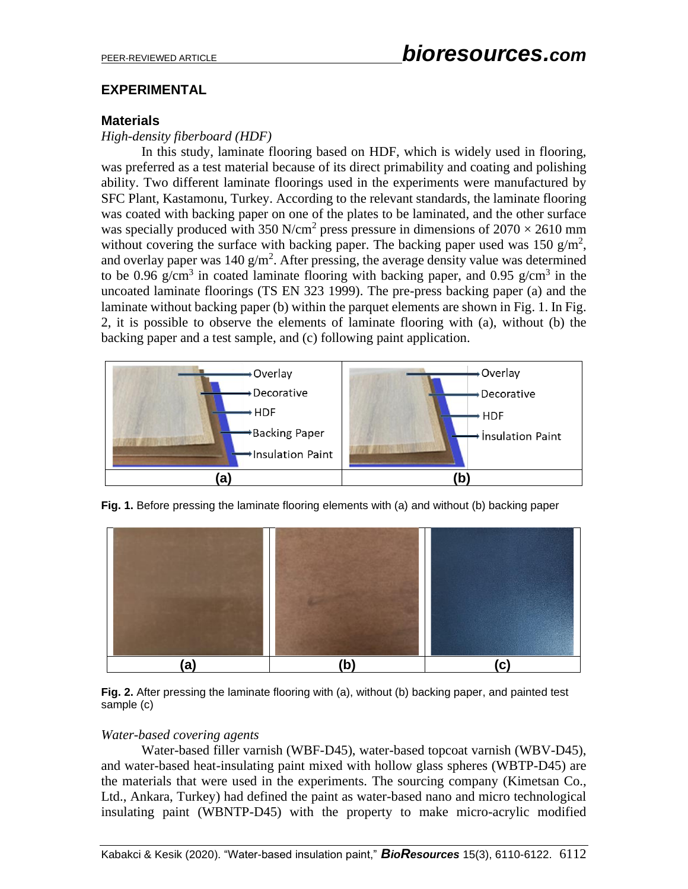## EXPERIMENTAL

### Materials

*High-density fiberboard (HDF)*

In this study, laminate flooring based on HDF, which is widely used in flooring, was preferred as a test material because of its direct primability and coating and polishing ability. Two different laminate floorings used in the experiments were manufactured by SFC Plant, Kastamonu, Turkey. According to the relevant standards, the laminate flooring was coated with backing paper on one of the plates to be laminated, and the other surface was specially produced with 350 N/cm$^2$ press pressure in dimensions of 2070 × 2610 mm without covering the surface with backing paper. The backing paper used was 150 g/m$^2$, and overlay paper was 140 g/m$^2$. After pressing, the average density value was determined to be 0.96 g/cm$^3$ in coated laminate flooring with backing paper, and 0.95 g/cm$^3$ in the uncoated laminate floorings (TS EN 323 1999). The pre-press backing paper (a) and the laminate without backing paper (b) within the parquet elements are shown in Fig. 1. In Fig. 2, it is possible to observe the elements of laminate flooring with (a), without (b) the backing paper and a test sample, and (c) following paint application.

**Fig. 1.** Before pressing the laminate flooring elements with (a) and without (b) backing paper

**Fig. 2.** After pressing the laminate flooring with (a), without (b) backing paper, and painted test sample (c)

*Water-based covering agents*

Water-based filler varnish (WBF-D45), water-based topcoat varnish (WBV-D45), and water-based heat-insulating paint mixed with hollow glass spheres (WBTP-D45) are the materials that were used in the experiments. The sourcing company (Kimetsan Co., Ltd., Ankara, Turkey) had defined the paint as water-based nano and micro technological insulating paint (WBNTP-D45) with the property to make micro-acrylic modified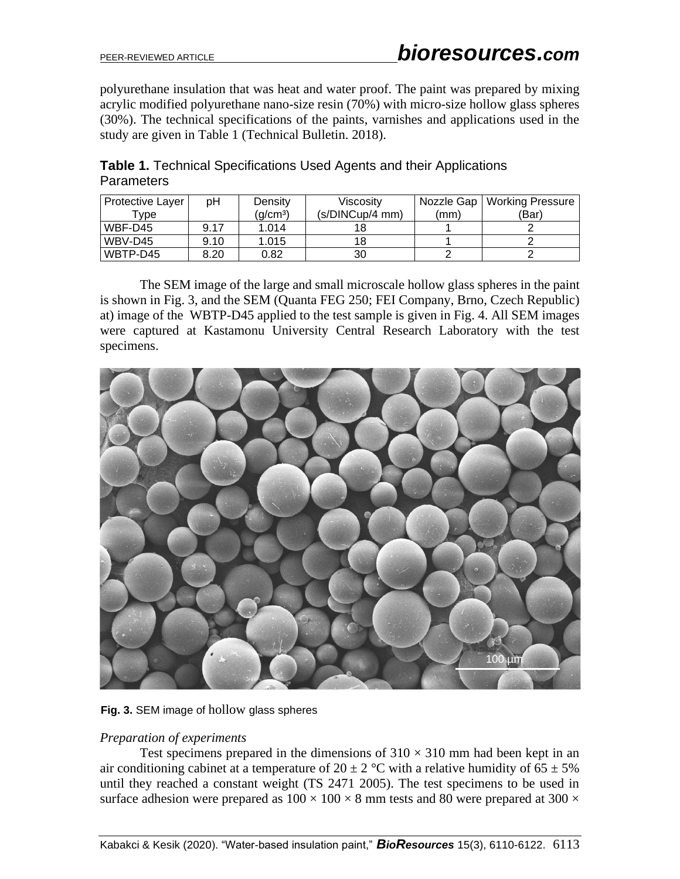polyurethane insulation that was heat and water proof. The paint was prepared by mixing acrylic modified polyurethane nano-size resin (70%) with micro-size hollow glass spheres (30%). The technical specifications of the paints, varnishes and applications used in the study are given in Table 1 (Technical Bulletin. 2018).

**Table 1.** Technical Specifications Used Agents and their Applications Parameters

| Protective Layer Type | pH | Density (g/cm³) | Viscosity (s/DINCup/4 mm) | Nozzle Gap (mm) | Working Pressure (Bar) |
|---|---|---|---|---|---|
| WBF-D45 | 9.17 | 1.014 | 18 | 1 | 2 |
| WBV-D45 | 9.10 | 1.015 | 18 | 1 | 2 |
| WBTP-D45 | 8.20 | 0.82 | 30 | 2 | 2 |

The SEM image of the large and small microscale hollow glass spheres in the paint is shown in Fig. 3, and the SEM (Quanta FEG 250; FEI Company, Brno, Czech Republic) at) image of the WBTP-D45 applied to the test sample is given in Fig. 4. All SEM images were captured at Kastamonu University Central Research Laboratory with the test specimens.

**Fig. 3.** SEM image of hollow glass spheres

*Preparation of experiments*

Test specimens prepared in the dimensions of 310 × 310 mm had been kept in an air conditioning cabinet at a temperature of 20 ± 2 °C with a relative humidity of 65 ± 5% until they reached a constant weight (TS 2471 2005). The test specimens to be used in surface adhesion were prepared as 100 × 100 × 8 mm tests and 80 were prepared at 300 ×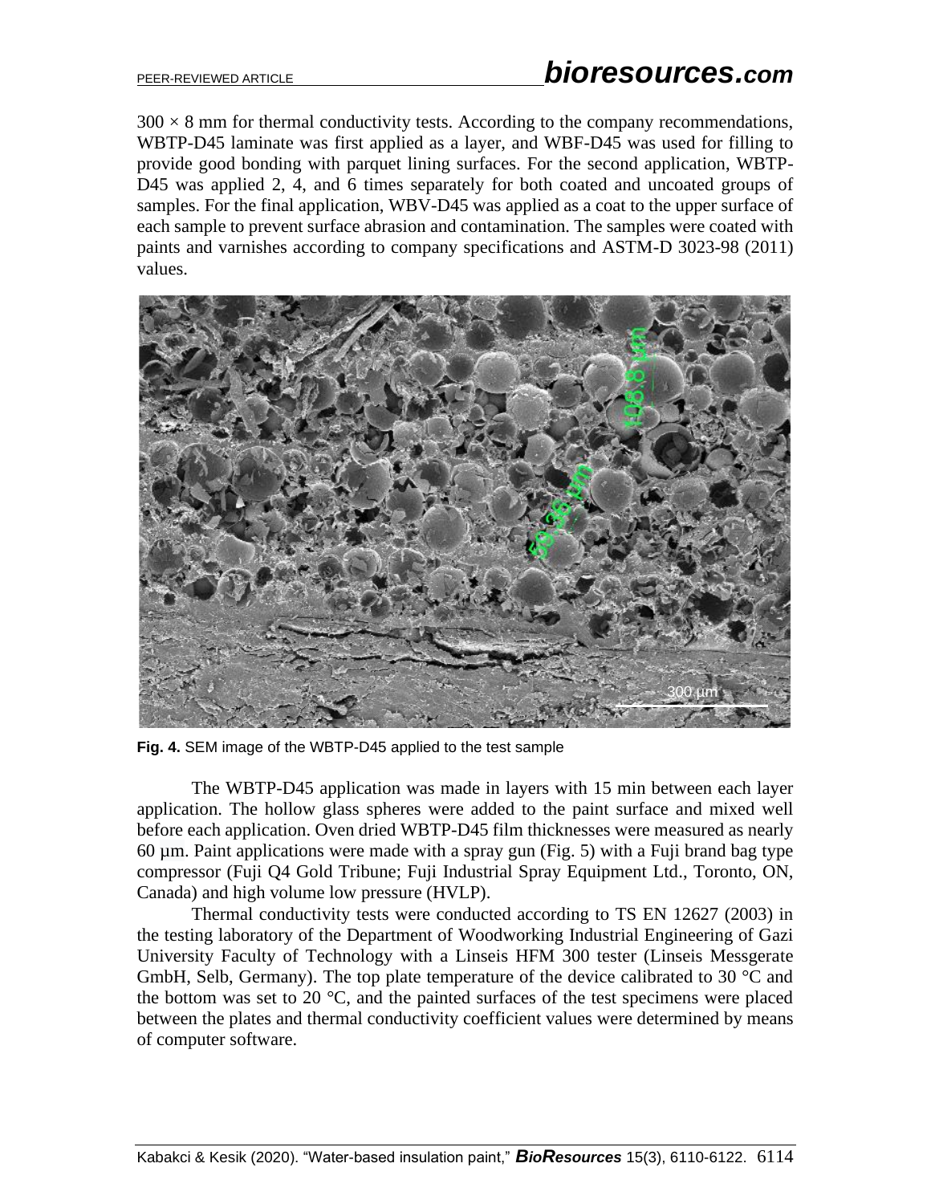$300 \times 8$ mm for thermal conductivity tests. According to the company recommendations, WBTP-D45 laminate was first applied as a layer, and WBF-D45 was used for filling to provide good bonding with parquet lining surfaces. For the second application, WBTP-D45 was applied 2, 4, and 6 times separately for both coated and uncoated groups of samples. For the final application, WBV-D45 was applied as a coat to the upper surface of each sample to prevent surface abrasion and contamination. The samples were coated with paints and varnishes according to company specifications and ASTM-D 3023-98 (2011) values.

**Fig. 4.** SEM image of the WBTP-D45 applied to the test sample

The WBTP-D45 application was made in layers with 15 min between each layer application. The hollow glass spheres were added to the paint surface and mixed well before each application. Oven dried WBTP-D45 film thicknesses were measured as nearly 60 µm. Paint applications were made with a spray gun (Fig. 5) with a Fuji brand bag type compressor (Fuji Q4 Gold Tribune; Fuji Industrial Spray Equipment Ltd., Toronto, ON, Canada) and high volume low pressure (HVLP).

Thermal conductivity tests were conducted according to TS EN 12627 (2003) in the testing laboratory of the Department of Woodworking Industrial Engineering of Gazi University Faculty of Technology with a Linseis HFM 300 tester (Linseis Messgerate GmbH, Selb, Germany). The top plate temperature of the device calibrated to 30 °C and the bottom was set to 20 °C, and the painted surfaces of the test specimens were placed between the plates and thermal conductivity coefficient values were determined by means of computer software.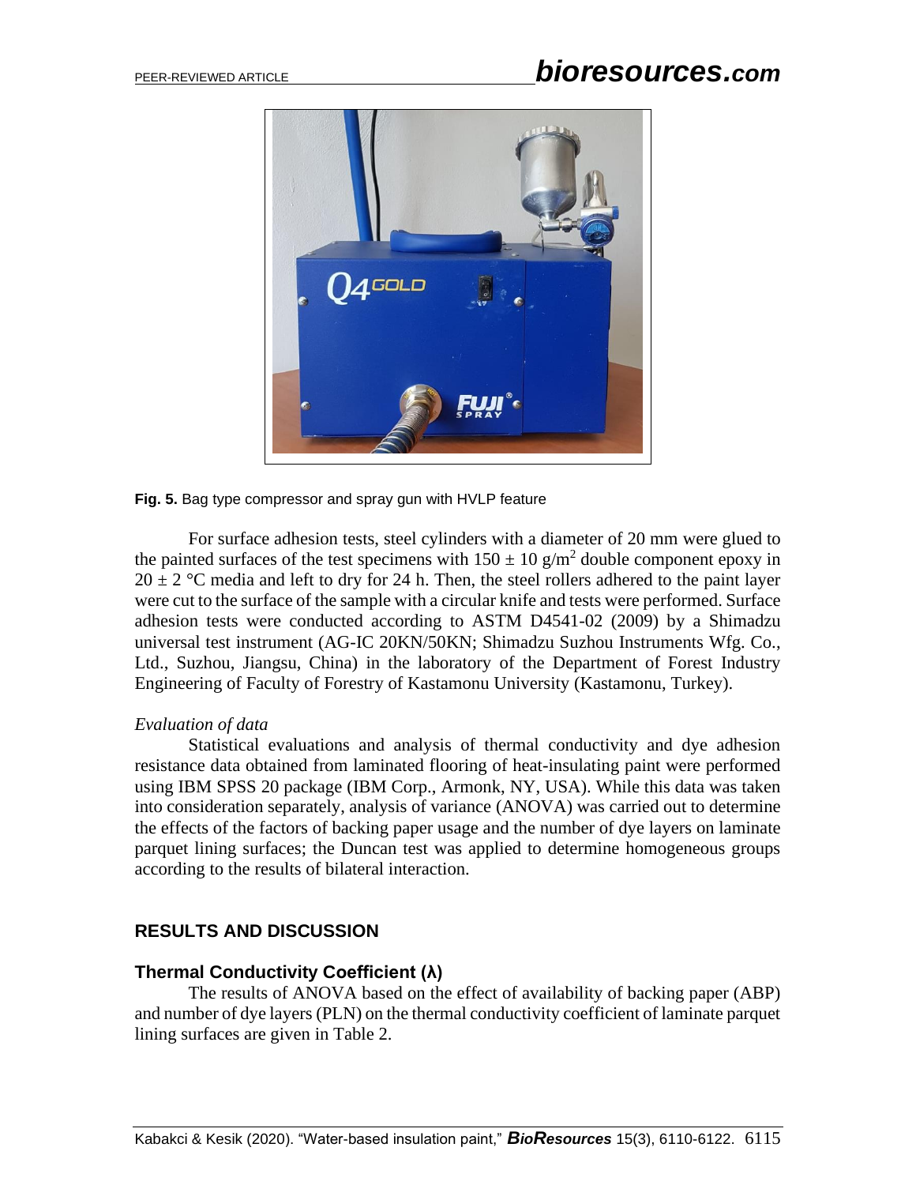Fig. 5. Bag type compressor and spray gun with HVLP feature

For surface adhesion tests, steel cylinders with a diameter of 20 mm were glued to the painted surfaces of the test specimens with $150 \pm 10$ g/m$^2$ double component epoxy in $20 \pm 2$ °C media and left to dry for 24 h. Then, the steel rollers adhered to the paint layer were cut to the surface of the sample with a circular knife and tests were performed. Surface adhesion tests were conducted according to ASTM D4541-02 (2009) by a Shimadzu universal test instrument (AG-IC 20KN/50KN; Shimadzu Suzhou Instruments Wfg. Co., Ltd., Suzhou, Jiangsu, China) in the laboratory of the Department of Forest Industry Engineering of Faculty of Forestry of Kastamonu University (Kastamonu, Turkey).

*Evaluation of data*

Statistical evaluations and analysis of thermal conductivity and dye adhesion resistance data obtained from laminated flooring of heat-insulating paint were performed using IBM SPSS 20 package (IBM Corp., Armonk, NY, USA). While this data was taken into consideration separately, analysis of variance (ANOVA) was carried out to determine the effects of the factors of backing paper usage and the number of dye layers on laminate parquet lining surfaces; the Duncan test was applied to determine homogeneous groups according to the results of bilateral interaction.

## RESULTS AND DISCUSSION

### Thermal Conductivity Coefficient (λ)

The results of ANOVA based on the effect of availability of backing paper (ABP) and number of dye layers (PLN) on the thermal conductivity coefficient of laminate parquet lining surfaces are given in Table 2.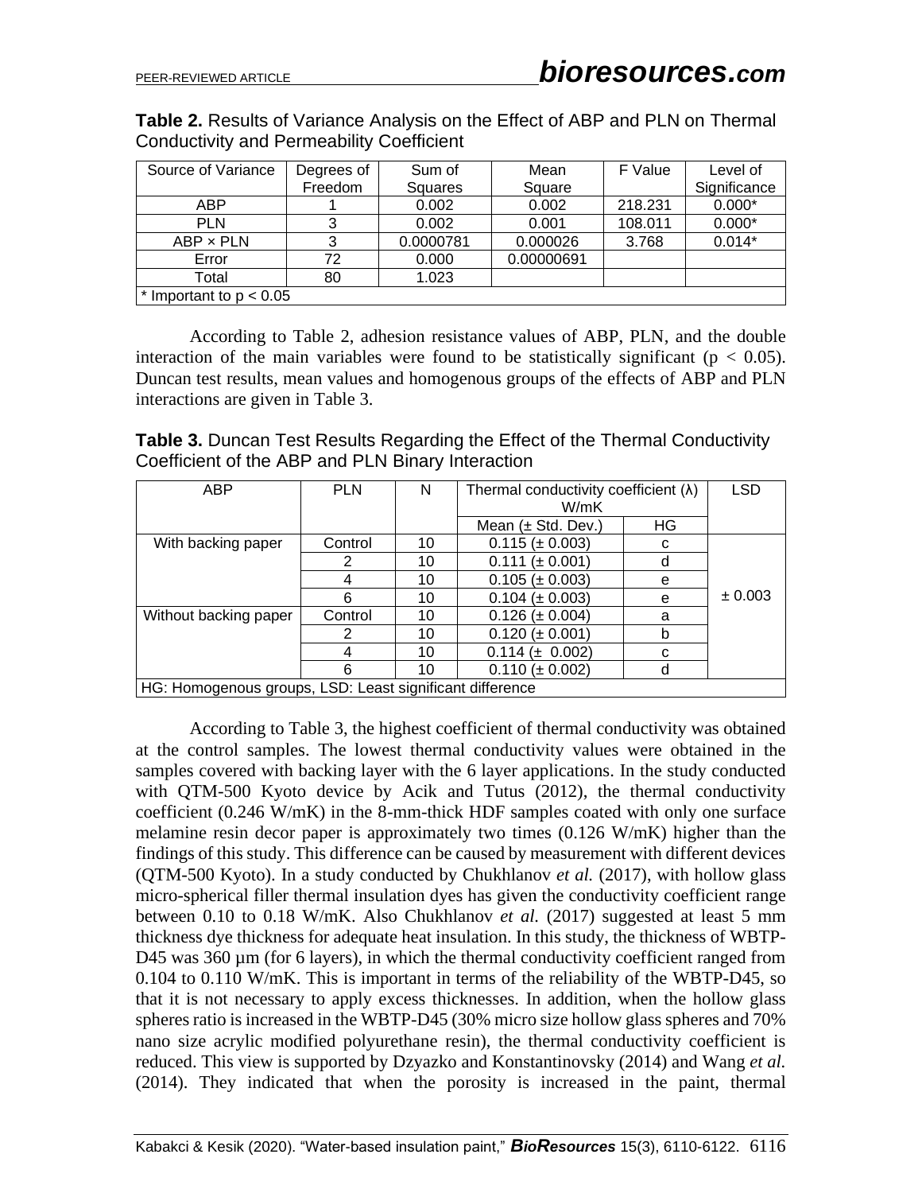**Table 2.** Results of Variance Analysis on the Effect of ABP and PLN on Thermal Conductivity and Permeability Coefficient

| Source of Variance | Degrees of Freedom | Sum of Squares | Mean Square | F Value | Level of Significance |
|---|---|---|---|---|---|
| ABP | 1 | 0.002 | 0.002 | 218.231 | 0.000* |
| PLN | 3 | 0.002 | 0.001 | 108.011 | 0.000* |
| ABP × PLN | 3 | 0.0000781 | 0.000026 | 3.768 | 0.014* |
| Error | 72 | 0.000 | 0.00000691 | | |
| Total | 80 | 1.023 | | | |
| * Important to $p < 0.05$ | | | | | |

According to Table 2, adhesion resistance values of ABP, PLN, and the double interaction of the main variables were found to be statistically significant ($p < 0.05$). Duncan test results, mean values and homogenous groups of the effects of ABP and PLN interactions are given in Table 3.

**Table 3.** Duncan Test Results Regarding the Effect of the Thermal Conductivity Coefficient of the ABP and PLN Binary Interaction

| ABP | PLN | N | Thermal conductivity coefficient (λ) W/mK | | LSD |
|---|---|---|---|---|---|
| | | | Mean (± Std. Dev.) | HG | |
| With backing paper | Control | 10 | 0.115 (± 0.003) | c | ± 0.003 |
| | 2 | 10 | 0.111 (± 0.001) | d | |
| | 4 | 10 | 0.105 (± 0.003) | e | |
| | 6 | 10 | 0.104 (± 0.003) | e | |
| Without backing paper | Control | 10 | 0.126 (± 0.004) | a | |
| | 2 | 10 | 0.120 (± 0.001) | b | |
| | 4 | 10 | 0.114 (± 0.002) | c | |
| | 6 | 10 | 0.110 (± 0.002) | d | |
| HG: Homogenous groups, LSD: Least significant difference | | | | | |

According to Table 3, the highest coefficient of thermal conductivity was obtained at the control samples. The lowest thermal conductivity values were obtained in the samples covered with backing layer with the 6 layer applications. In the study conducted with QTM-500 Kyoto device by Acik and Tutus (2012), the thermal conductivity coefficient (0.246 W/mK) in the 8-mm-thick HDF samples coated with only one surface melamine resin decor paper is approximately two times (0.126 W/mK) higher than the findings of this study. This difference can be caused by measurement with different devices (QTM-500 Kyoto). In a study conducted by Chukhlanov *et al.* (2017), with hollow glass micro-spherical filler thermal insulation dyes has given the conductivity coefficient range between 0.10 to 0.18 W/mK. Also Chukhlanov *et al.* (2017) suggested at least 5 mm thickness dye thickness for adequate heat insulation. In this study, the thickness of WBTP-D45 was 360 µm (for 6 layers), in which the thermal conductivity coefficient ranged from 0.104 to 0.110 W/mK. This is important in terms of the reliability of the WBTP-D45, so that it is not necessary to apply excess thicknesses. In addition, when the hollow glass spheres ratio is increased in the WBTP-D45 (30% micro size hollow glass spheres and 70% nano size acrylic modified polyurethane resin), the thermal conductivity coefficient is reduced. This view is supported by Dzyazko and Konstantinovsky (2014) and Wang *et al.* (2014). They indicated that when the porosity is increased in the paint, thermal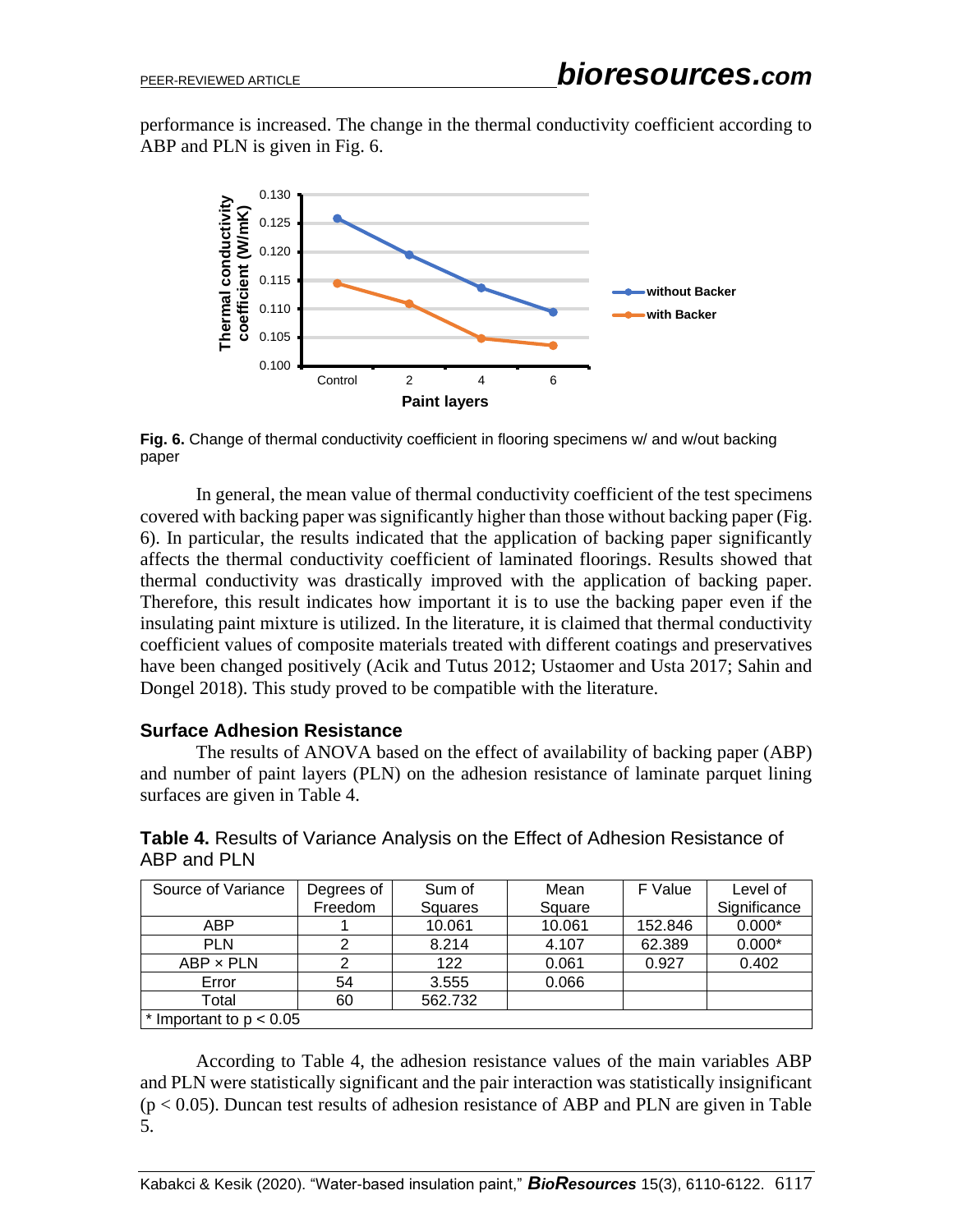performance is increased. The change in the thermal conductivity coefficient according to ABP and PLN is given in Fig. 6.

**Fig. 6.** Change of thermal conductivity coefficient in flooring specimens w/ and w/out backing paper

In general, the mean value of thermal conductivity coefficient of the test specimens covered with backing paper was significantly higher than those without backing paper (Fig. 6). In particular, the results indicated that the application of backing paper significantly affects the thermal conductivity coefficient of laminated floorings. Results showed that thermal conductivity was drastically improved with the application of backing paper. Therefore, this result indicates how important it is to use the backing paper even if the insulating paint mixture is utilized. In the literature, it is claimed that thermal conductivity coefficient values of composite materials treated with different coatings and preservatives have been changed positively (Acik and Tutus 2012; Ustaomer and Usta 2017; Sahin and Dongel 2018). This study proved to be compatible with the literature.

### Surface Adhesion Resistance

The results of ANOVA based on the effect of availability of backing paper (ABP) and number of paint layers (PLN) on the adhesion resistance of laminate parquet lining surfaces are given in Table 4.

**Table 4.** Results of Variance Analysis on the Effect of Adhesion Resistance of ABP and PLN

| Source of Variance | Degrees of Freedom | Sum of Squares | Mean Square | F Value | Level of Significance |
|---|---|---|---|---|---|
| ABP | 1 | 10.061 | 10.061 | 152.846 | 0.000* |
| PLN | 2 | 8.214 | 4.107 | 62.389 | 0.000* |
| ABP × PLN | 2 | 122 | 0.061 | 0.927 | 0.402 |
| Error | 54 | 3.555 | 0.066 | | |
| Total | 60 | 562.732 | | | |
| * Important to $p < 0.05$ | | | | | |

According to Table 4, the adhesion resistance values of the main variables ABP and PLN were statistically significant and the pair interaction was statistically insignificant ($p < 0.05$). Duncan test results of adhesion resistance of ABP and PLN are given in Table 5.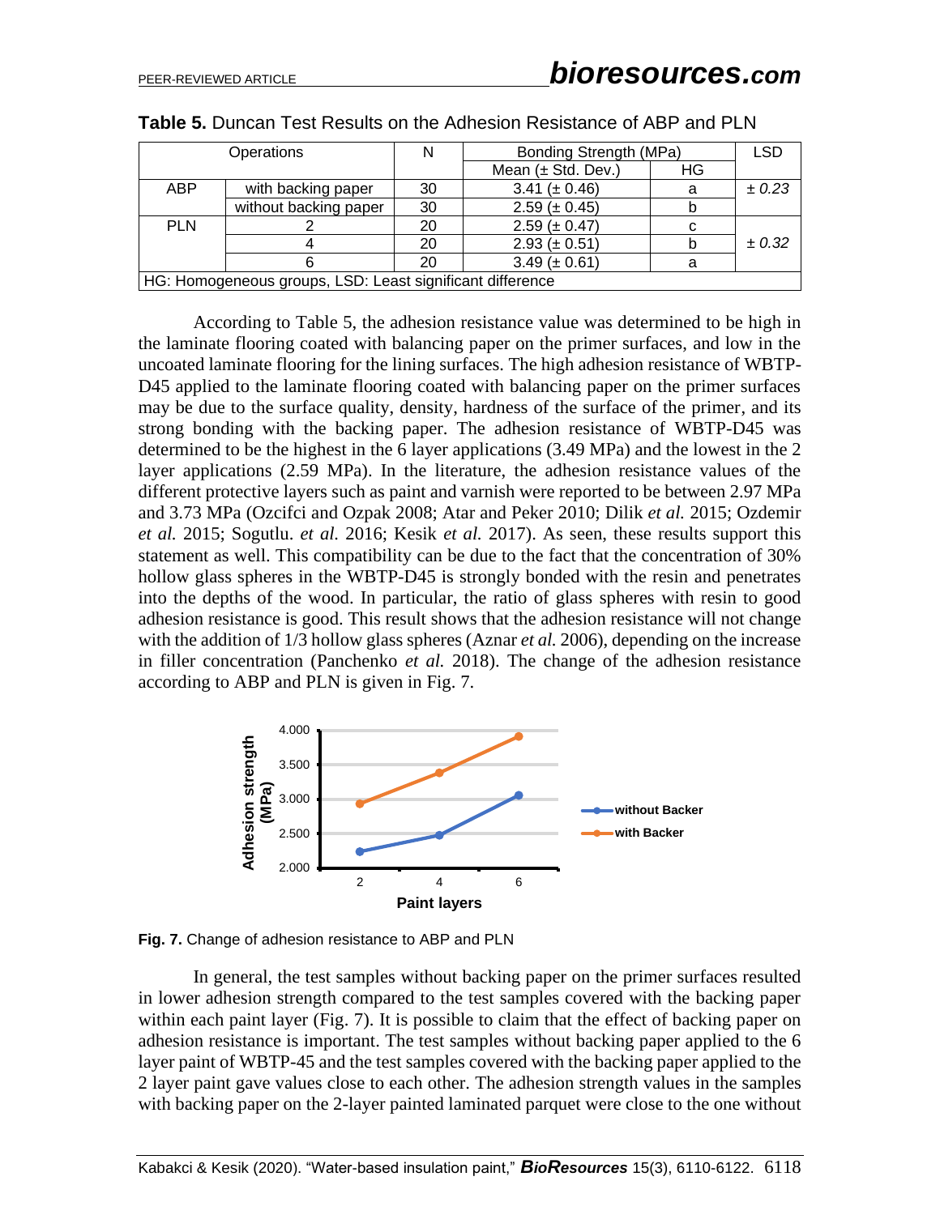**Table 5.** Duncan Test Results on the Adhesion Resistance of ABP and PLN

| Operations | | N | Bonding Strength (MPa) | | LSD |
|---|---|---|---|---|---|
| | | | Mean (± Std. Dev.) | HG | |
| ABP | with backing paper | 30 | 3.41 (± 0.46) | a | ± *0.23* |
| | without backing paper | 30 | 2.59 (± 0.45) | b | |
| PLN | 2 | 20 | 2.59 (± 0.47) | c | ± *0.32* |
| | 4 | 20 | 2.93 (± 0.51) | b | |
| | 6 | 20 | 3.49 (± 0.61) | a | |

HG: Homogeneous groups, LSD: Least significant difference

According to Table 5, the adhesion resistance value was determined to be high in the laminate flooring coated with balancing paper on the primer surfaces, and low in the uncoated laminate flooring for the lining surfaces. The high adhesion resistance of WBTP-D45 applied to the laminate flooring coated with balancing paper on the primer surfaces may be due to the surface quality, density, hardness of the surface of the primer, and its strong bonding with the backing paper. The adhesion resistance of WBTP-D45 was determined to be the highest in the 6 layer applications (3.49 MPa) and the lowest in the 2 layer applications (2.59 MPa). In the literature, the adhesion resistance values of the different protective layers such as paint and varnish were reported to be between 2.97 MPa and 3.73 MPa (Ozcifci and Ozpak 2008; Atar and Peker 2010; Dilik *et al.* 2015; Ozdemir *et al.* 2015; Sogutlu. *et al.* 2016; Kesik *et al.* 2017). As seen, these results support this statement as well. This compatibility can be due to the fact that the concentration of 30% hollow glass spheres in the WBTP-D45 is strongly bonded with the resin and penetrates into the depths of the wood. In particular, the ratio of glass spheres with resin to good adhesion resistance is good. This result shows that the adhesion resistance will not change with the addition of 1/3 hollow glass spheres (Aznar *et al.* 2006), depending on the increase in filler concentration (Panchenko *et al.* 2018). The change of the adhesion resistance according to ABP and PLN is given in Fig. 7.

**Fig. 7.** Change of adhesion resistance to ABP and PLN

In general, the test samples without backing paper on the primer surfaces resulted in lower adhesion strength compared to the test samples covered with the backing paper within each paint layer (Fig. 7). It is possible to claim that the effect of backing paper on adhesion resistance is important. The test samples without backing paper applied to the 6 layer paint of WBTP-45 and the test samples covered with the backing paper applied to the 2 layer paint gave values close to each other. The adhesion strength values in the samples with backing paper on the 2-layer painted laminated parquet were close to the one without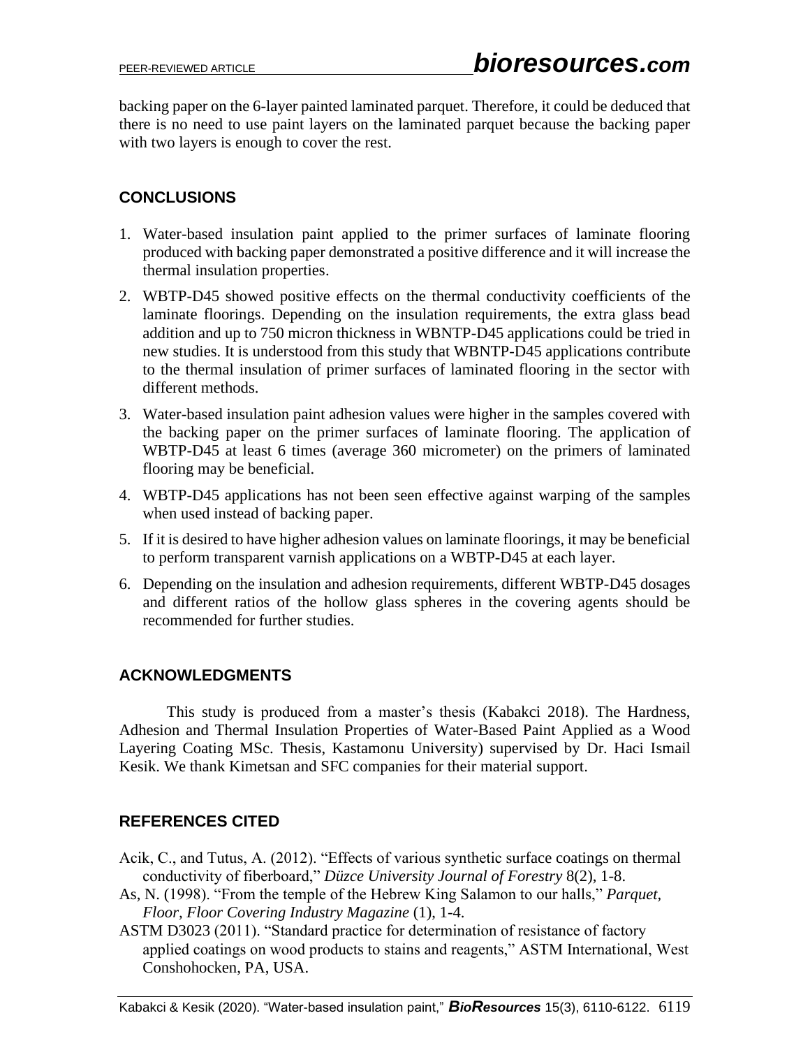backing paper on the 6-layer painted laminated parquet. Therefore, it could be deduced that there is no need to use paint layers on the laminated parquet because the backing paper with two layers is enough to cover the rest.

## CONCLUSIONS

1. Water-based insulation paint applied to the primer surfaces of laminate flooring produced with backing paper demonstrated a positive difference and it will increase the thermal insulation properties.
2. WBTP-D45 showed positive effects on the thermal conductivity coefficients of the laminate floorings. Depending on the insulation requirements, the extra glass bead addition and up to 750 micron thickness in WBNTP-D45 applications could be tried in new studies. It is understood from this study that WBNTP-D45 applications contribute to the thermal insulation of primer surfaces of laminated flooring in the sector with different methods.
3. Water-based insulation paint adhesion values were higher in the samples covered with the backing paper on the primer surfaces of laminate flooring. The application of WBTP-D45 at least 6 times (average 360 micrometer) on the primers of laminated flooring may be beneficial.
4. WBTP-D45 applications has not been seen effective against warping of the samples when used instead of backing paper.
5. If it is desired to have higher adhesion values on laminate floorings, it may be beneficial to perform transparent varnish applications on a WBTP-D45 at each layer.
6. Depending on the insulation and adhesion requirements, different WBTP-D45 dosages and different ratios of the hollow glass spheres in the covering agents should be recommended for further studies.

## ACKNOWLEDGMENTS

This study is produced from a master's thesis (Kabakci 2018). The Hardness, Adhesion and Thermal Insulation Properties of Water-Based Paint Applied as a Wood Layering Coating MSc. Thesis, Kastamonu University) supervised by Dr. Haci Ismail Kesik. We thank Kimetsan and SFC companies for their material support.

## REFERENCES CITED

Acik, C., and Tutus, A. (2012). "Effects of various synthetic surface coatings on thermal conductivity of fiberboard," *Düzce University Journal of Forestry* 8(2), 1-8.

As, N. (1998). "From the temple of the Hebrew King Salamon to our halls," *Parquet, Floor, Floor Covering Industry Magazine* (1), 1-4.

ASTM D3023 (2011). "Standard practice for determination of resistance of factory applied coatings on wood products to stains and reagents," ASTM International, West Conshohocken, PA, USA.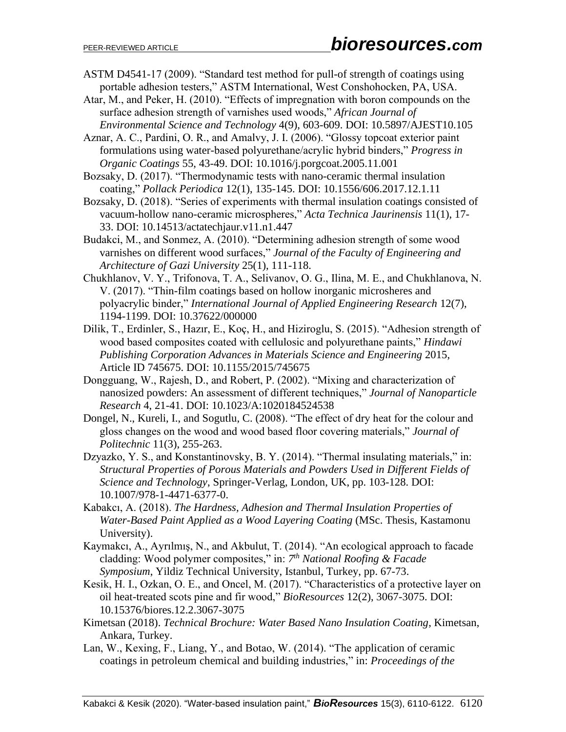ASTM D4541-17 (2009). "Standard test method for pull-of strength of coatings using portable adhesion testers," ASTM International, West Conshohocken, PA, USA.

Atar, M., and Peker, H. (2010). "Effects of impregnation with boron compounds on the surface adhesion strength of varnishes used woods," *African Journal of Environmental Science and Technology* 4(9), 603-609. DOI: 10.5897/AJEST10.105

Aznar, A. C., Pardini, O. R., and Amalvy, J. I. (2006). "Glossy topcoat exterior paint formulations using water-based polyurethane/acrylic hybrid binders," *Progress in Organic Coatings* 55, 43-49. DOI: 10.1016/j.porgcoat.2005.11.001

Bozsaky, D. (2017). "Thermodynamic tests with nano-ceramic thermal insulation coating," *Pollack Periodica* 12(1), 135-145. DOI: 10.1556/606.2017.12.1.11

Bozsaky, D. (2018). "Series of experiments with thermal insulation coatings consisted of vacuum-hollow nano-ceramic microspheres," *Acta Technica Jaurinensis* 11(1), 17-33. DOI: 10.14513/actatechjaur.v11.n1.447

Budakci, M., and Sonmez, A. (2010). "Determining adhesion strength of some wood varnishes on different wood surfaces," *Journal of the Faculty of Engineering and Architecture of Gazi University* 25(1), 111-118.

Chukhlanov, V. Y., Trifonova, T. A., Selivanov, O. G., Ilina, M. E., and Chukhlanova, N. V. (2017). "Thin-film coatings based on hollow inorganic microsheres and polyacrylic binder," *International Journal of Applied Engineering Research* 12(7), 1194-1199. DOI: 10.37622/000000

Dilik, T., Erdinler, S., Hazır, E., Koç, H., and Hiziroglu, S. (2015). "Adhesion strength of wood based composites coated with cellulosic and polyurethane paints," *Hindawi Publishing Corporation Advances in Materials Science and Engineering* 2015, Article ID 745675. DOI: 10.1155/2015/745675

Dongguang, W., Rajesh, D., and Robert, P. (2002). "Mixing and characterization of nanosized powders: An assessment of different techniques," *Journal of Nanoparticle Research* 4, 21-41. DOI: 10.1023/A:1020184524538

Dongel, N., Kureli, I., and Sogutlu, C. (2008). "The effect of dry heat for the colour and gloss changes on the wood and wood based floor covering materials," *Journal of Politechnic* 11(3), 255-263.

Dzyazko, Y. S., and Konstantinovsky, B. Y. (2014). "Thermal insulating materials," in: *Structural Properties of Porous Materials and Powders Used in Different Fields of Science and Technology*, Springer-Verlag, London, UK, pp. 103-128. DOI: 10.1007/978-1-4471-6377-0.

Kabakcı, A. (2018). *The Hardness, Adhesion and Thermal Insulation Properties of Water-Based Paint Applied as a Wood Layering Coating* (MSc. Thesis, Kastamonu University).

Kaymakcı, A., Ayrılmış, N., and Akbulut, T. (2014). "An ecological approach to facade cladding: Wood polymer composites," in: *7th National Roofing & Facade Symposium*, Yildiz Technical University, Istanbul, Turkey, pp. 67-73.

Kesik, H. I., Ozkan, O. E., and Oncel, M. (2017). "Characteristics of a protective layer on oil heat-treated scots pine and fir wood," *BioResources* 12(2), 3067-3075. DOI: 10.15376/biores.12.2.3067-3075

Kimetsan (2018). *Technical Brochure: Water Based Nano Insulation Coating*, Kimetsan, Ankara, Turkey.

Lan, W., Kexing, F., Liang, Y., and Botao, W. (2014). "The application of ceramic coatings in petroleum chemical and building industries," in: *Proceedings of the*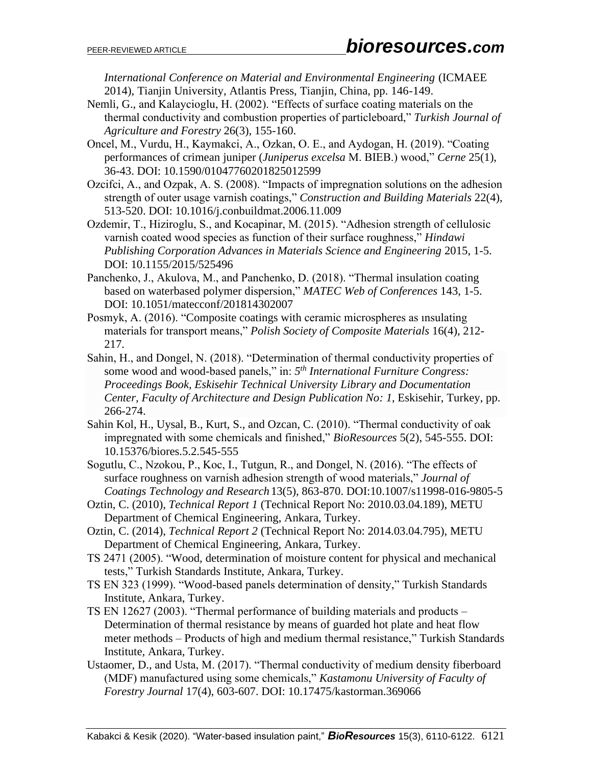*International Conference on Material and Environmental Engineering* (ICMAEE 2014), Tianjin University, Atlantis Press, Tianjin, China, pp. 146-149.

Nemli, G., and Kalaycioglu, H. (2002). "Effects of surface coating materials on the thermal conductivity and combustion properties of particleboard," *Turkish Journal of Agriculture and Forestry* 26(3), 155-160.

Oncel, M., Vurdu, H., Kaymakci, A., Ozkan, O. E., and Aydogan, H. (2019). "Coating performances of crimean juniper (*Juniperus excelsa* M. BIEB.) wood," *Cerne* 25(1), 36-43. DOI: 10.1590/01047760201825012599

Ozcifci, A., and Ozpak, A. S. (2008). "Impacts of impregnation solutions on the adhesion strength of outer usage varnish coatings," *Construction and Building Materials* 22(4), 513-520. DOI: 10.1016/j.conbuildmat.2006.11.009

Ozdemir, T., Hiziroglu, S., and Kocapinar, M. (2015). "Adhesion strength of cellulosic varnish coated wood species as function of their surface roughness," *Hindawi Publishing Corporation Advances in Materials Science and Engineering* 2015, 1-5. DOI: 10.1155/2015/525496

Panchenko, J., Akulova, M., and Panchenko, D. (2018). "Thermal insulation coating based on waterbased polymer dispersion," *MATEC Web of Conferences* 143, 1-5. DOI: 10.1051/matecconf/201814302007

Posmyk, A. (2016). "Composite coatings with ceramic microspheres as ınsulating materials for transport means," *Polish Society of Composite Materials* 16(4), 212-217.

Sahin, H., and Dongel, N. (2018). "Determination of thermal conductivity properties of some wood and wood-based panels," in: *5th International Furniture Congress: Proceedings Book, Eskisehir Technical University Library and Documentation Center, Faculty of Architecture and Design Publication No: 1*, Eskisehir, Turkey, pp. 266-274.

Sahin Kol, H., Uysal, B., Kurt, S., and Ozcan, C. (2010). "Thermal conductivity of oak impregnated with some chemicals and finished," *BioResources* 5(2), 545-555. DOI: 10.15376/biores.5.2.545-555

Sogutlu, C., Nzokou, P., Koc, I., Tutgun, R., and Dongel, N. (2016). "The effects of surface roughness on varnish adhesion strength of wood materials," *Journal of Coatings Technology and Research* 13(5), 863-870. DOI:10.1007/s11998-016-9805-5

Oztin, C. (2010), *Technical Report 1* (Technical Report No: 2010.03.04.189), METU Department of Chemical Engineering, Ankara, Turkey.

Oztin, C. (2014), *Technical Report 2* (Technical Report No: 2014.03.04.795), METU Department of Chemical Engineering, Ankara, Turkey.

TS 2471 (2005). "Wood, determination of moisture content for physical and mechanical tests," Turkish Standards Institute, Ankara, Turkey.

TS EN 323 (1999). "Wood-based panels determination of density," Turkish Standards Institute, Ankara, Turkey.

TS EN 12627 (2003). "Thermal performance of building materials and products – Determination of thermal resistance by means of guarded hot plate and heat flow meter methods – Products of high and medium thermal resistance," Turkish Standards Institute, Ankara, Turkey.

Ustaomer, D., and Usta, M. (2017). "Thermal conductivity of medium density fiberboard (MDF) manufactured using some chemicals," *Kastamonu University of Faculty of Forestry Journal* 17(4), 603-607. DOI: 10.17475/kastorman.369066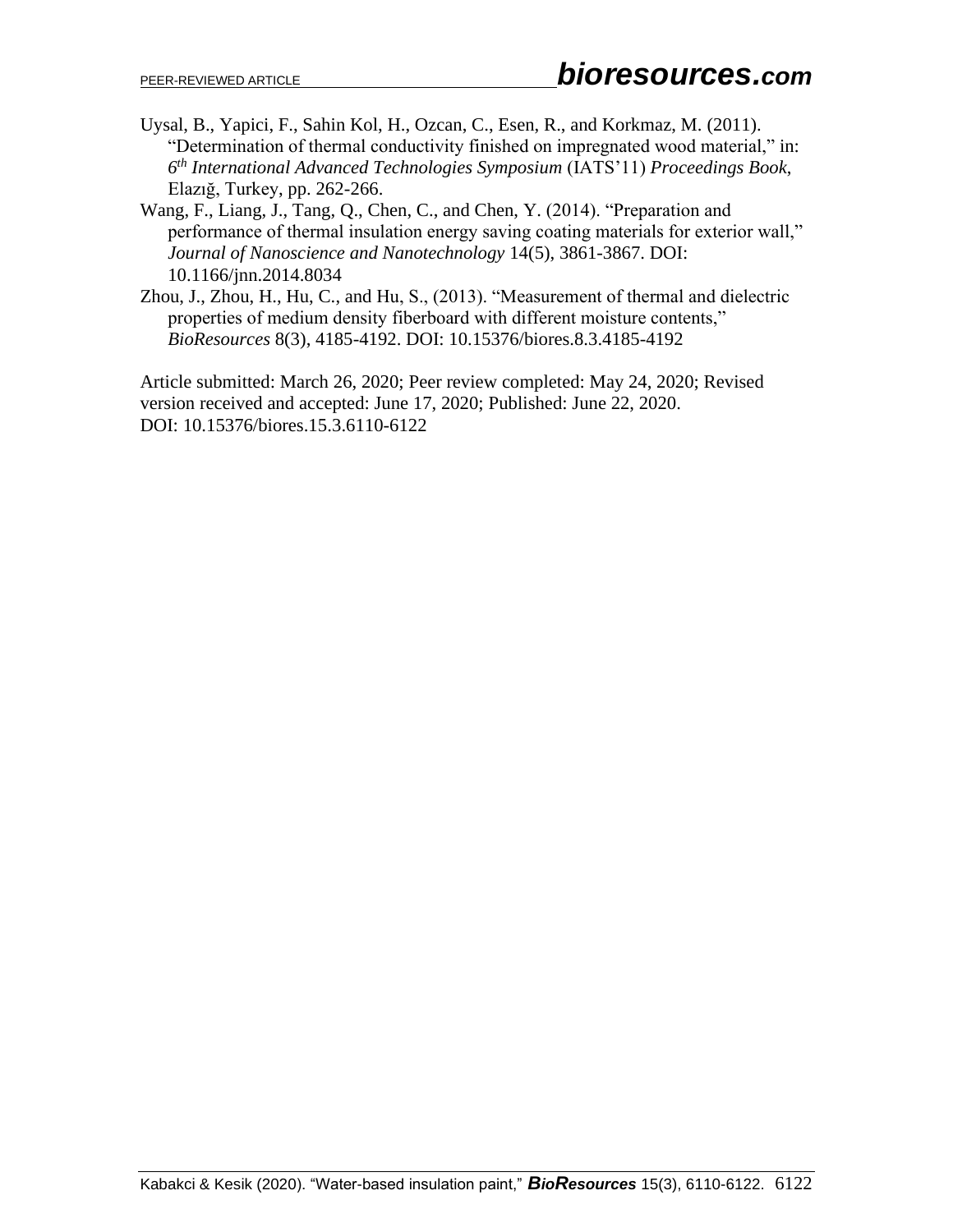Uysal, B., Yapici, F., Sahin Kol, H., Ozcan, C., Esen, R., and Korkmaz, M. (2011). "Determination of thermal conductivity finished on impregnated wood material," in: *6th International Advanced Technologies Symposium* (IATS'11) *Proceedings Book*, Elazığ, Turkey, pp. 262-266.

Wang, F., Liang, J., Tang, Q., Chen, C., and Chen, Y. (2014). "Preparation and performance of thermal insulation energy saving coating materials for exterior wall," *Journal of Nanoscience and Nanotechnology* 14(5), 3861-3867. DOI: 10.1166/jnn.2014.8034

Zhou, J., Zhou, H., Hu, C., and Hu, S., (2013). "Measurement of thermal and dielectric properties of medium density fiberboard with different moisture contents," *BioResources* 8(3), 4185-4192. DOI: 10.15376/biores.8.3.4185-4192

Article submitted: March 26, 2020; Peer review completed: May 24, 2020; Revised version received and accepted: June 17, 2020; Published: June 22, 2020.
DOI: 10.15376/biores.15.3.6110-6122